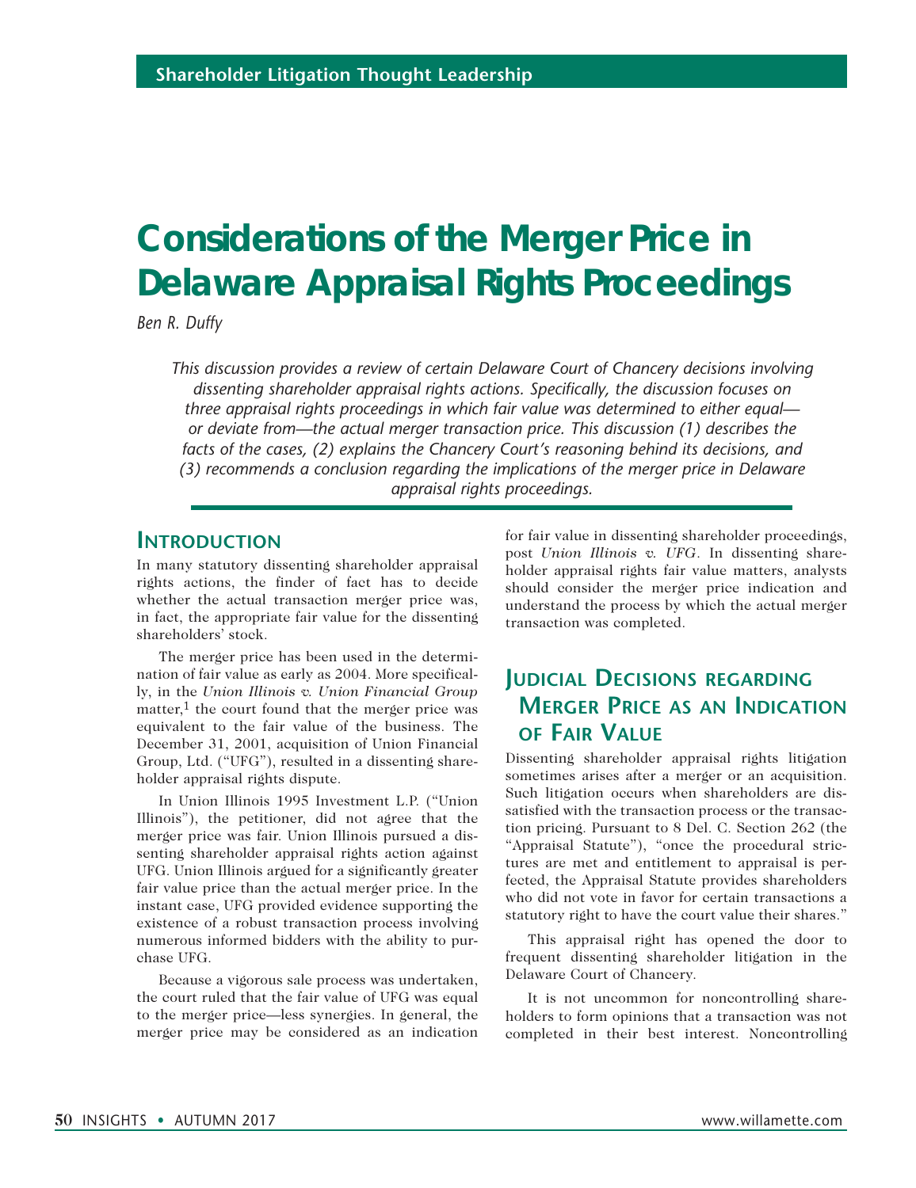# Considerations of the Merger Price in Delaware Appraisal Rights Proceedings

*Ben R. Duffy*

*This discussion provides a review of certain Delaware Court of Chancery decisions involving dissenting shareholder appraisal rights actions. Specifically, the discussion focuses on three appraisal rights proceedings in which fair value was determined to either equal—or deviate from—the actual merger transaction price. This discussion (1) describes the facts of the cases, (2) explains the Chancery Court's reasoning behind its decisions, and (3) recommends a conclusion regarding the implications of the merger price in Delaware appraisal rights proceedings.*

## Introduction

In many statutory dissenting shareholder appraisal rights actions, the finder of fact has to decide whether the actual transaction merger price was, in fact, the appropriate fair value for the dissenting shareholders' stock.

The merger price has been used in the determination of fair value as early as 2004. More specifically, in the *Union Illinois v. Union Financial Group* matter,[1] the court found that the merger price was equivalent to the fair value of the business. The December 31, 2001, acquisition of Union Financial Group, Ltd. ("UFG"), resulted in a dissenting shareholder appraisal rights dispute.

In Union Illinois 1995 Investment L.P. ("Union Illinois"), the petitioner, did not agree that the merger price was fair. Union Illinois pursued a dissenting shareholder appraisal rights action against UFG. Union Illinois argued for a significantly greater fair value price than the actual merger price. In the instant case, UFG provided evidence supporting the existence of a robust transaction process involving numerous informed bidders with the ability to purchase UFG.

Because a vigorous sale process was undertaken, the court ruled that the fair value of UFG was equal to the merger price—less synergies. In general, the merger price may be considered as an indication for fair value in dissenting shareholder proceedings, post *Union Illinois v. UFG*. In dissenting shareholder appraisal rights fair value matters, analysts should consider the merger price indication and understand the process by which the actual merger transaction was completed.

## Judicial Decisions regarding Merger Price as an Indication of Fair Value

Dissenting shareholder appraisal rights litigation sometimes arises after a merger or an acquisition. Such litigation occurs when shareholders are dissatisfied with the transaction process or the transaction pricing. Pursuant to 8 Del. C. Section 262 (the "Appraisal Statute"), "once the procedural strictures are met and entitlement to appraisal is perfected, the Appraisal Statute provides shareholders who did not vote in favor for certain transactions a statutory right to have the court value their shares."

This appraisal right has opened the door to frequent dissenting shareholder litigation in the Delaware Court of Chancery.

It is not uncommon for noncontrolling shareholders to form opinions that a transaction was not completed in their best interest. Noncontrolling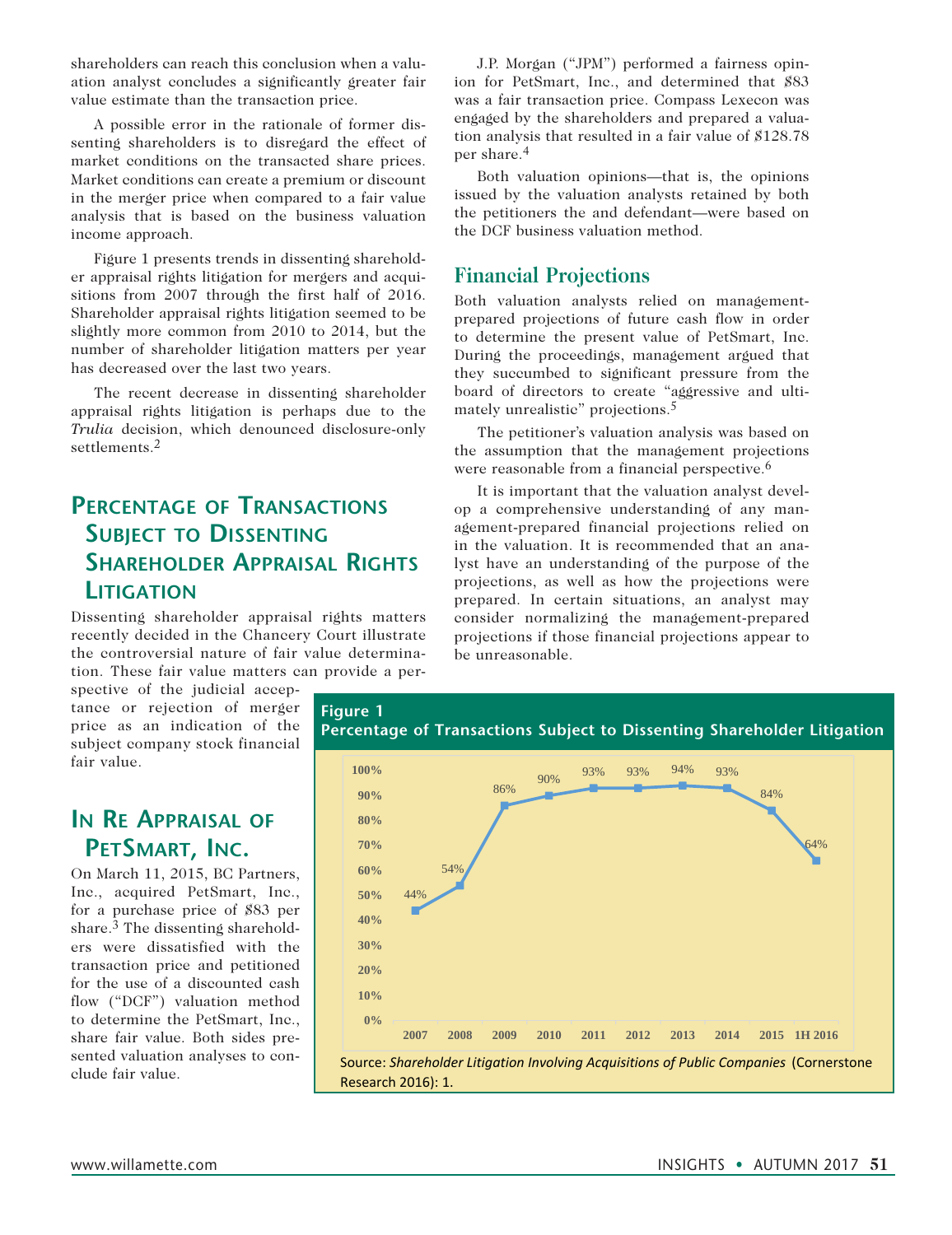shareholders can reach this conclusion when a valuation analyst concludes a significantly greater fair value estimate than the transaction price.

A possible error in the rationale of former dissenting shareholders is to disregard the effect of market conditions on the transacted share prices. Market conditions can create a premium or discount in the merger price when compared to a fair value analysis that is based on the business valuation income approach.

Figure 1 presents trends in dissenting shareholder appraisal rights litigation for mergers and acquisitions from 2007 through the first half of 2016. Shareholder appraisal rights litigation seemed to be slightly more common from 2010 to 2014, but the number of shareholder litigation matters per year has decreased over the last two years.

The recent decrease in dissenting shareholder appraisal rights litigation is perhaps due to the *Trulia* decision, which denounced disclosure-only settlements.[2]

## Percentage of Transactions Subject to Dissenting Shareholder Appraisal Rights Litigation

Dissenting shareholder appraisal rights matters recently decided in the Chancery Court illustrate the controversial nature of fair value determination. These fair value matters can provide a perspective of the judicial acceptance or rejection of merger price as an indication of the subject company stock financial fair value.

## In Re Appraisal of PetSmart, Inc.

On March 11, 2015, BC Partners, Inc., acquired PetSmart, Inc., for a purchase price of $83 per share.[3] The dissenting shareholders were dissatisfied with the transaction price and petitioned for the use of a discounted cash flow ("DCF") valuation method to determine the PetSmart, Inc., share fair value. Both sides presented valuation analyses to conclude fair value.

J.P. Morgan ("JPM") performed a fairness opinion for PetSmart, Inc., and determined that $83 was a fair transaction price. Compass Lexecon was engaged by the shareholders and prepared a valuation analysis that resulted in a fair value of $128.78 per share.[4]

Both valuation opinions—that is, the opinions issued by the valuation analysts retained by both the petitioners the and defendant—were based on the DCF business valuation method.

## Financial Projections

Both valuation analysts relied on management-prepared projections of future cash flow in order to determine the present value of PetSmart, Inc. During the proceedings, management argued that they succumbed to significant pressure from the board of directors to create "aggressive and ultimately unrealistic" projections.[5]

The petitioner's valuation analysis was based on the assumption that the management projections were reasonable from a financial perspective.[6]

It is important that the valuation analyst develop a comprehensive understanding of any management-prepared financial projections relied on in the valuation. It is recommended that an analyst have an understanding of the purpose of the projections, as well as how the projections were prepared. In certain situations, an analyst may consider normalizing the management-prepared projections if those financial projections appear to be unreasonable.

**Figure 1**
**Percentage of Transactions Subject to Dissenting Shareholder Litigation**

| Year | Percentage |
|---|---|
| 2007 | 44% |
| 2008 | 54% |
| 2009 | 86% |
| 2010 | 90% |
| 2011 | 93% |
| 2012 | 93% |
| 2013 | 94% |
| 2014 | 93% |
| 2015 | 84% |
| 1H 2016 | 64% |

Source: *Shareholder Litigation Involving Acquisitions of Public Companies* (Cornerstone Research 2016): 1.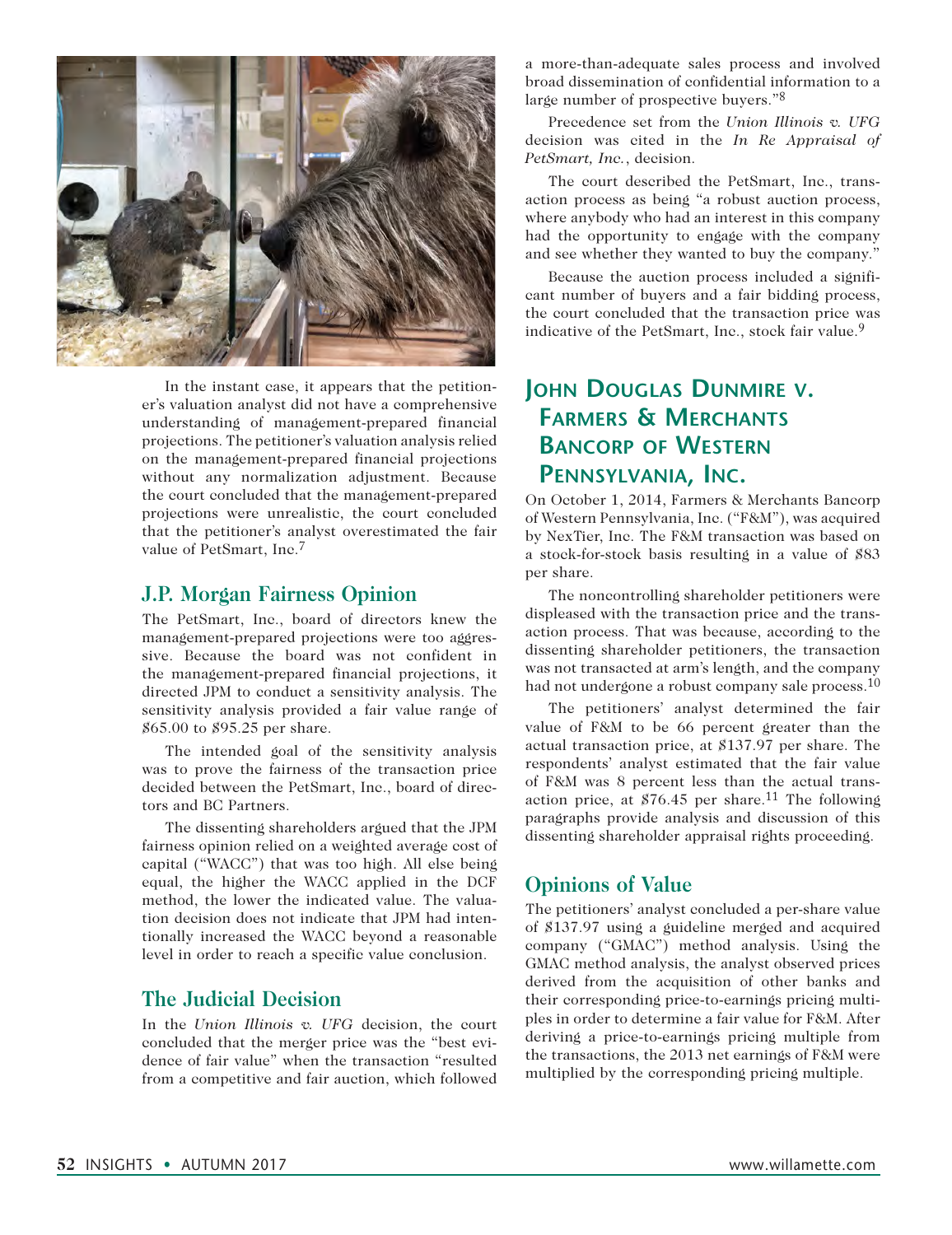In the instant case, it appears that the petitioner's valuation analyst did not have a comprehensive understanding of management-prepared financial projections. The petitioner's valuation analysis relied on the management-prepared financial projections without any normalization adjustment. Because the court concluded that the management-prepared projections were unrealistic, the court concluded that the petitioner's analyst overestimated the fair value of PetSmart, Inc.[7]

### J.P. Morgan Fairness Opinion

The PetSmart, Inc., board of directors knew the management-prepared projections were too aggressive. Because the board was not confident in the management-prepared financial projections, it directed JPM to conduct a sensitivity analysis. The sensitivity analysis provided a fair value range of $65.00 to $95.25 per share.

The intended goal of the sensitivity analysis was to prove the fairness of the transaction price decided between the PetSmart, Inc., board of directors and BC Partners.

The dissenting shareholders argued that the JPM fairness opinion relied on a weighted average cost of capital ("WACC") that was too high. All else being equal, the higher the WACC applied in the DCF method, the lower the indicated value. The valuation decision does not indicate that JPM had intentionally increased the WACC beyond a reasonable level in order to reach a specific value conclusion.

### The Judicial Decision

In the *Union Illinois v. UFG* decision, the court concluded that the merger price was the "best evidence of fair value" when the transaction "resulted from a competitive and fair auction, which followed a more-than-adequate sales process and involved broad dissemination of confidential information to a large number of prospective buyers."[8]

Precedence set from the *Union Illinois v. UFG* decision was cited in the *In Re Appraisal of PetSmart, Inc.*, decision.

The court described the PetSmart, Inc., transaction process as being "a robust auction process, where anybody who had an interest in this company had the opportunity to engage with the company and see whether they wanted to buy the company."

Because the auction process included a significant number of buyers and a fair bidding process, the court concluded that the transaction price was indicative of the PetSmart, Inc., stock fair value.[9]

## John Douglas Dunmire v. Farmers & Merchants Bancorp of Western Pennsylvania, Inc.

On October 1, 2014, Farmers & Merchants Bancorp of Western Pennsylvania, Inc. ("F&M"), was acquired by NexTier, Inc. The F&M transaction was based on a stock-for-stock basis resulting in a value of $83 per share.

The noncontrolling shareholder petitioners were displeased with the transaction price and the transaction process. That was because, according to the dissenting shareholder petitioners, the transaction was not transacted at arm's length, and the company had not undergone a robust company sale process.[10]

The petitioners' analyst determined the fair value of F&M to be 66 percent greater than the actual transaction price, at $137.97 per share. The respondents' analyst estimated that the fair value of F&M was 8 percent less than the actual transaction price, at $76.45 per share.[11] The following paragraphs provide analysis and discussion of this dissenting shareholder appraisal rights proceeding.

### Opinions of Value

The petitioners' analyst concluded a per-share value of $137.97 using a guideline merged and acquired company ("GMAC") method analysis. Using the GMAC method analysis, the analyst observed prices derived from the acquisition of other banks and their corresponding price-to-earnings pricing multiples in order to determine a fair value for F&M. After deriving a price-to-earnings pricing multiple from the transactions, the 2013 net earnings of F&M were multiplied by the corresponding pricing multiple.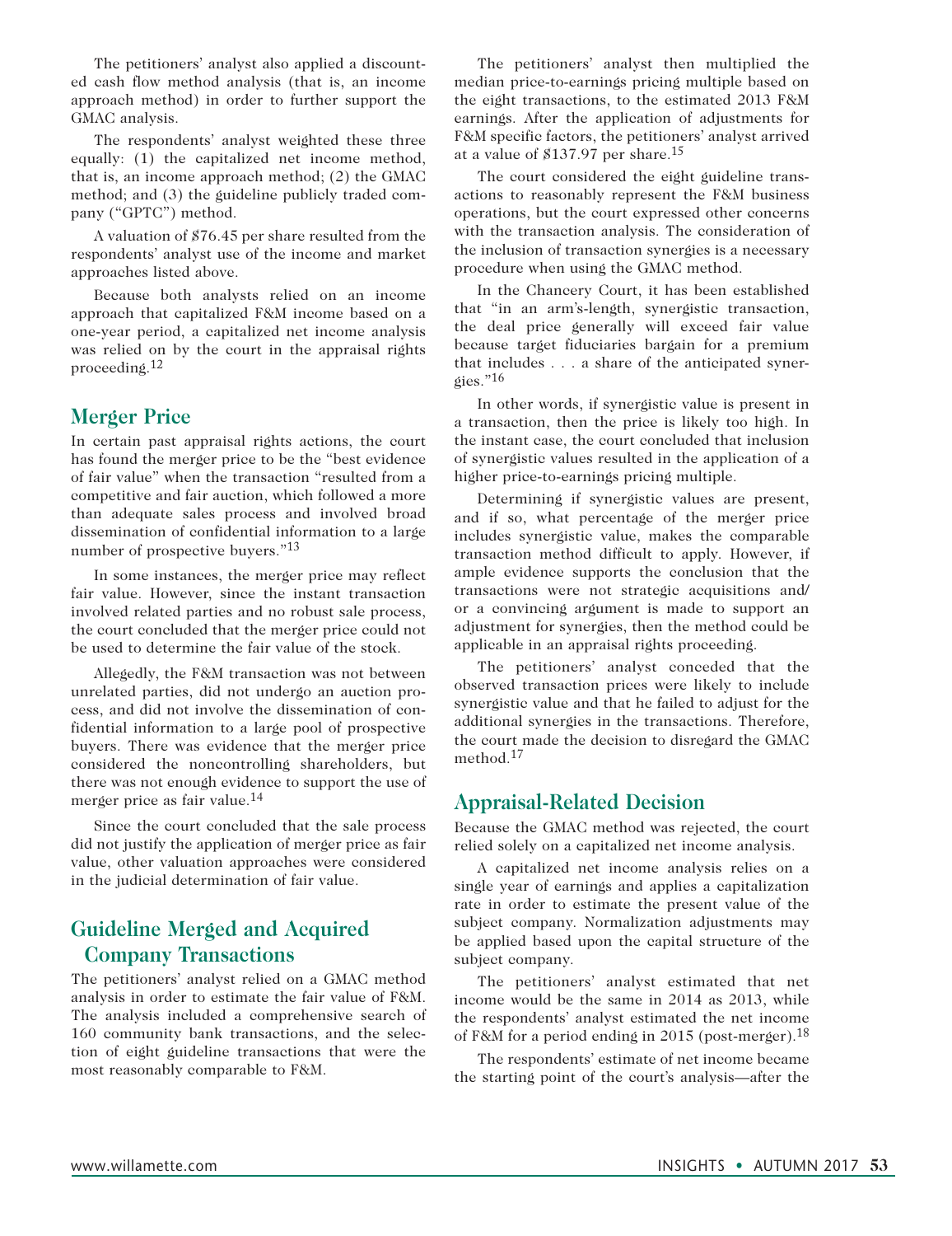The petitioners' analyst also applied a discounted cash flow method analysis (that is, an income approach method) in order to further support the GMAC analysis.

The respondents' analyst weighted these three equally: (1) the capitalized net income method, that is, an income approach method; (2) the GMAC method; and (3) the guideline publicly traded company ("GPTC") method.

A valuation of $76.45 per share resulted from the respondents' analyst use of the income and market approaches listed above.

Because both analysts relied on an income approach that capitalized F&M income based on a one-year period, a capitalized net income analysis was relied on by the court in the appraisal rights proceeding.[12]

## Merger Price

In certain past appraisal rights actions, the court has found the merger price to be the "best evidence of fair value" when the transaction "resulted from a competitive and fair auction, which followed a more than adequate sales process and involved broad dissemination of confidential information to a large number of prospective buyers."[13]

In some instances, the merger price may reflect fair value. However, since the instant transaction involved related parties and no robust sale process, the court concluded that the merger price could not be used to determine the fair value of the stock.

Allegedly, the F&M transaction was not between unrelated parties, did not undergo an auction process, and did not involve the dissemination of confidential information to a large pool of prospective buyers. There was evidence that the merger price considered the noncontrolling shareholders, but there was not enough evidence to support the use of merger price as fair value.[14]

Since the court concluded that the sale process did not justify the application of merger price as fair value, other valuation approaches were considered in the judicial determination of fair value.

## Guideline Merged and Acquired Company Transactions

The petitioners' analyst relied on a GMAC method analysis in order to estimate the fair value of F&M. The analysis included a comprehensive search of 160 community bank transactions, and the selection of eight guideline transactions that were the most reasonably comparable to F&M.

The petitioners' analyst then multiplied the median price-to-earnings pricing multiple based on the eight transactions, to the estimated 2013 F&M earnings. After the application of adjustments for F&M specific factors, the petitioners' analyst arrived at a value of $137.97 per share.[15]

The court considered the eight guideline transactions to reasonably represent the F&M business operations, but the court expressed other concerns with the transaction analysis. The consideration of the inclusion of transaction synergies is a necessary procedure when using the GMAC method.

In the Chancery Court, it has been established that "in an arm's-length, synergistic transaction, the deal price generally will exceed fair value because target fiduciaries bargain for a premium that includes . . . a share of the anticipated synergies."[16]

In other words, if synergistic value is present in a transaction, then the price is likely too high. In the instant case, the court concluded that inclusion of synergistic values resulted in the application of a higher price-to-earnings pricing multiple.

Determining if synergistic values are present, and if so, what percentage of the merger price includes synergistic value, makes the comparable transaction method difficult to apply. However, if ample evidence supports the conclusion that the transactions were not strategic acquisitions and/or a convincing argument is made to support an adjustment for synergies, then the method could be applicable in an appraisal rights proceeding.

The petitioners' analyst conceded that the observed transaction prices were likely to include synergistic value and that he failed to adjust for the additional synergies in the transactions. Therefore, the court made the decision to disregard the GMAC method.[17]

## Appraisal-Related Decision

Because the GMAC method was rejected, the court relied solely on a capitalized net income analysis.

A capitalized net income analysis relies on a single year of earnings and applies a capitalization rate in order to estimate the present value of the subject company. Normalization adjustments may be applied based upon the capital structure of the subject company.

The petitioners' analyst estimated that net income would be the same in 2014 as 2013, while the respondents' analyst estimated the net income of F&M for a period ending in 2015 (post-merger).[18]

The respondents' estimate of net income became the starting point of the court's analysis—after the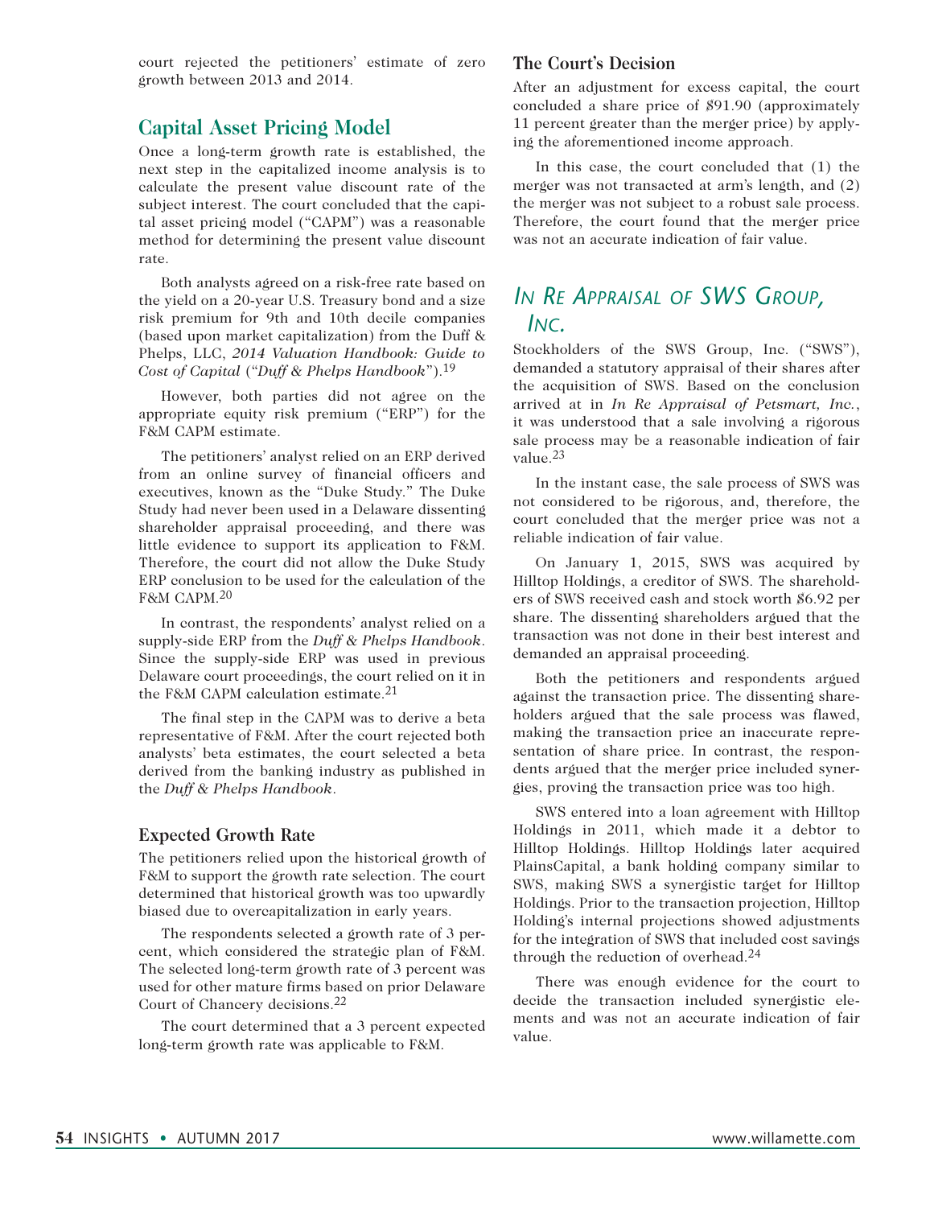court rejected the petitioners' estimate of zero growth between 2013 and 2014.

## Capital Asset Pricing Model

Once a long-term growth rate is established, the next step in the capitalized income analysis is to calculate the present value discount rate of the subject interest. The court concluded that the capital asset pricing model ("CAPM") was a reasonable method for determining the present value discount rate.

Both analysts agreed on a risk-free rate based on the yield on a 20-year U.S. Treasury bond and a size risk premium for 9th and 10th decile companies (based upon market capitalization) from the Duff & Phelps, LLC, *2014 Valuation Handbook: Guide to Cost of Capital* ("*Duff & Phelps Handbook*").[19]

However, both parties did not agree on the appropriate equity risk premium ("ERP") for the F&M CAPM estimate.

The petitioners' analyst relied on an ERP derived from an online survey of financial officers and executives, known as the "Duke Study." The Duke Study had never been used in a Delaware dissenting shareholder appraisal proceeding, and there was little evidence to support its application to F&M. Therefore, the court did not allow the Duke Study ERP conclusion to be used for the calculation of the F&M CAPM.[20]

In contrast, the respondents' analyst relied on a supply-side ERP from the *Duff & Phelps Handbook*. Since the supply-side ERP was used in previous Delaware court proceedings, the court relied on it in the F&M CAPM calculation estimate.[21]

The final step in the CAPM was to derive a beta representative of F&M. After the court rejected both analysts' beta estimates, the court selected a beta derived from the banking industry as published in the *Duff & Phelps Handbook*.

### Expected Growth Rate

The petitioners relied upon the historical growth of F&M to support the growth rate selection. The court determined that historical growth was too upwardly biased due to overcapitalization in early years.

The respondents selected a growth rate of 3 percent, which considered the strategic plan of F&M. The selected long-term growth rate of 3 percent was used for other mature firms based on prior Delaware Court of Chancery decisions.[22]

The court determined that a 3 percent expected long-term growth rate was applicable to F&M.

### The Court's Decision

After an adjustment for excess capital, the court concluded a share price of $91.90 (approximately 11 percent greater than the merger price) by applying the aforementioned income approach.

In this case, the court concluded that (1) the merger was not transacted at arm's length, and (2) the merger was not subject to a robust sale process. Therefore, the court found that the merger price was not an accurate indication of fair value.

## *In Re Appraisal of SWS Group, Inc.*

Stockholders of the SWS Group, Inc. ("SWS"), demanded a statutory appraisal of their shares after the acquisition of SWS. Based on the conclusion arrived at in *In Re Appraisal of Petsmart, Inc.*, it was understood that a sale involving a rigorous sale process may be a reasonable indication of fair value.[23]

In the instant case, the sale process of SWS was not considered to be rigorous, and, therefore, the court concluded that the merger price was not a reliable indication of fair value.

On January 1, 2015, SWS was acquired by Hilltop Holdings, a creditor of SWS. The shareholders of SWS received cash and stock worth $6.92 per share. The dissenting shareholders argued that the transaction was not done in their best interest and demanded an appraisal proceeding.

Both the petitioners and respondents argued against the transaction price. The dissenting shareholders argued that the sale process was flawed, making the transaction price an inaccurate representation of share price. In contrast, the respondents argued that the merger price included synergies, proving the transaction price was too high.

SWS entered into a loan agreement with Hilltop Holdings in 2011, which made it a debtor to Hilltop Holdings. Hilltop Holdings later acquired PlainsCapital, a bank holding company similar to SWS, making SWS a synergistic target for Hilltop Holdings. Prior to the transaction projection, Hilltop Holding's internal projections showed adjustments for the integration of SWS that included cost savings through the reduction of overhead.[24]

There was enough evidence for the court to decide the transaction included synergistic elements and was not an accurate indication of fair value.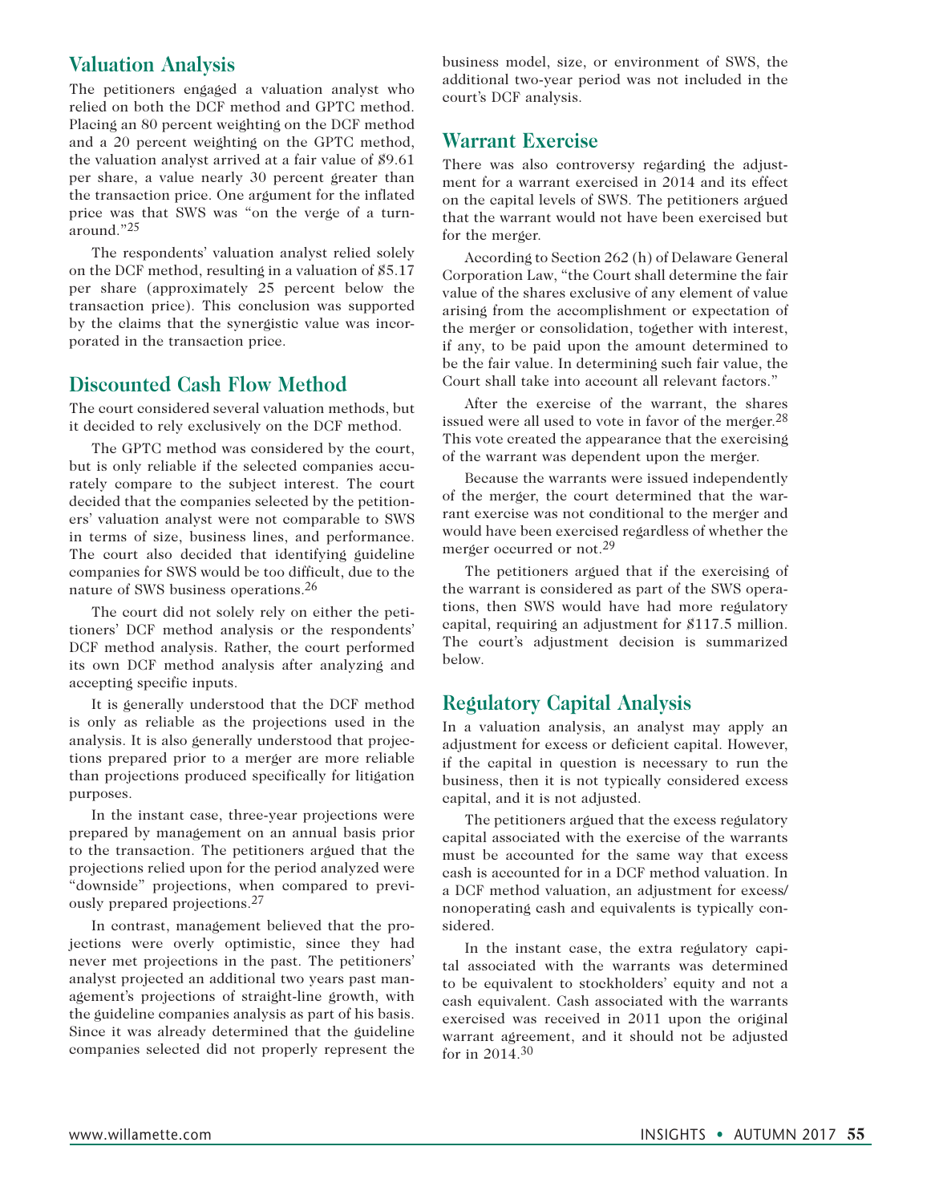## Valuation Analysis

The petitioners engaged a valuation analyst who relied on both the DCF method and GPTC method. Placing an 80 percent weighting on the DCF method and a 20 percent weighting on the GPTC method, the valuation analyst arrived at a fair value of $9.61 per share, a value nearly 30 percent greater than the transaction price. One argument for the inflated price was that SWS was "on the verge of a turnaround."[25]

The respondents' valuation analyst relied solely on the DCF method, resulting in a valuation of $5.17 per share (approximately 25 percent below the transaction price). This conclusion was supported by the claims that the synergistic value was incorporated in the transaction price.

## Discounted Cash Flow Method

The court considered several valuation methods, but it decided to rely exclusively on the DCF method.

The GPTC method was considered by the court, but is only reliable if the selected companies accurately compare to the subject interest. The court decided that the companies selected by the petitioners' valuation analyst were not comparable to SWS in terms of size, business lines, and performance. The court also decided that identifying guideline companies for SWS would be too difficult, due to the nature of SWS business operations.[26]

The court did not solely rely on either the petitioners' DCF method analysis or the respondents' DCF method analysis. Rather, the court performed its own DCF method analysis after analyzing and accepting specific inputs.

It is generally understood that the DCF method is only as reliable as the projections used in the analysis. It is also generally understood that projections prepared prior to a merger are more reliable than projections produced specifically for litigation purposes.

In the instant case, three-year projections were prepared by management on an annual basis prior to the transaction. The petitioners argued that the projections relied upon for the period analyzed were "downside" projections, when compared to previously prepared projections.[27]

In contrast, management believed that the projections were overly optimistic, since they had never met projections in the past. The petitioners' analyst projected an additional two years past management's projections of straight-line growth, with the guideline companies analysis as part of his basis. Since it was already determined that the guideline companies selected did not properly represent the business model, size, or environment of SWS, the additional two-year period was not included in the court's DCF analysis.

## Warrant Exercise

There was also controversy regarding the adjustment for a warrant exercised in 2014 and its effect on the capital levels of SWS. The petitioners argued that the warrant would not have been exercised but for the merger.

According to Section 262 (h) of Delaware General Corporation Law, "the Court shall determine the fair value of the shares exclusive of any element of value arising from the accomplishment or expectation of the merger or consolidation, together with interest, if any, to be paid upon the amount determined to be the fair value. In determining such fair value, the Court shall take into account all relevant factors."

After the exercise of the warrant, the shares issued were all used to vote in favor of the merger.[28] This vote created the appearance that the exercising of the warrant was dependent upon the merger.

Because the warrants were issued independently of the merger, the court determined that the warrant exercise was not conditional to the merger and would have been exercised regardless of whether the merger occurred or not.[29]

The petitioners argued that if the exercising of the warrant is considered as part of the SWS operations, then SWS would have had more regulatory capital, requiring an adjustment for $117.5 million. The court's adjustment decision is summarized below.

## Regulatory Capital Analysis

In a valuation analysis, an analyst may apply an adjustment for excess or deficient capital. However, if the capital in question is necessary to run the business, then it is not typically considered excess capital, and it is not adjusted.

The petitioners argued that the excess regulatory capital associated with the exercise of the warrants must be accounted for the same way that excess cash is accounted for in a DCF method valuation. In a DCF method valuation, an adjustment for excess/nonoperating cash and equivalents is typically considered.

In the instant case, the extra regulatory capital associated with the warrants was determined to be equivalent to stockholders' equity and not a cash equivalent. Cash associated with the warrants exercised was received in 2011 upon the original warrant agreement, and it should not be adjusted for in 2014.[30]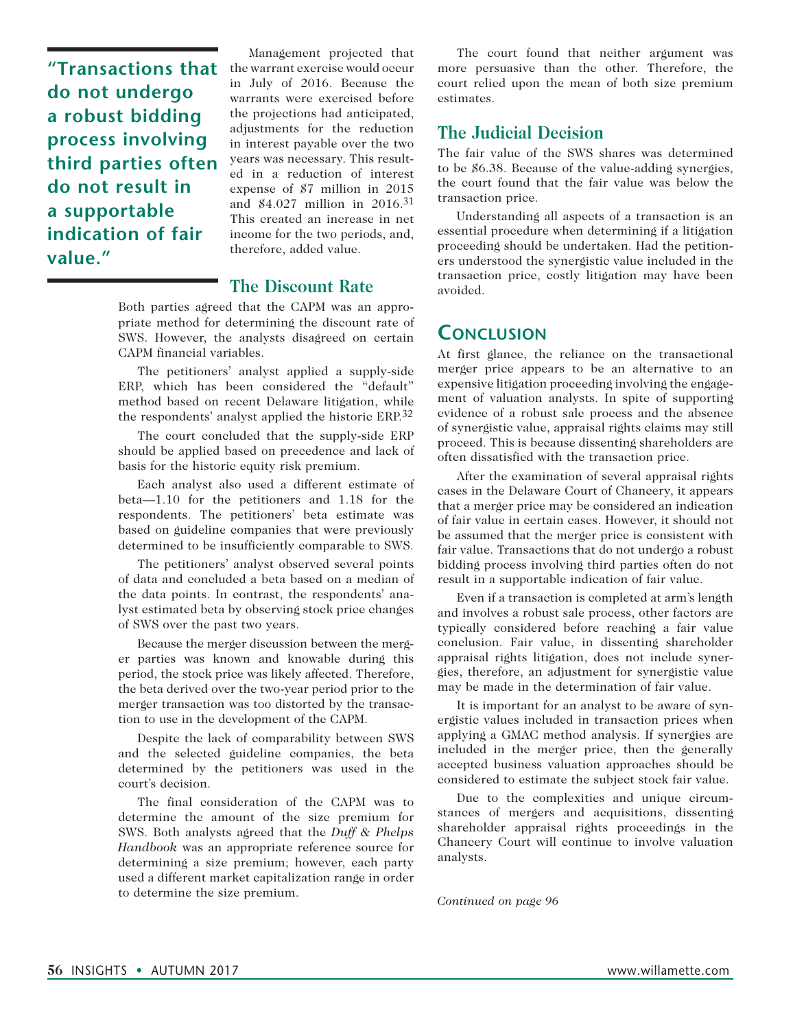"Transactions that do not undergo a robust bidding process involving third parties often do not result in a supportable indication of fair value."

Management projected that the warrant exercise would occur in July of 2016. Because the warrants were exercised before the projections had anticipated, adjustments for the reduction in interest payable over the two years was necessary. This resulted in a reduction of interest expense of $7 million in 2015 and $4.027 million in 2016.[31] This created an increase in net income for the two periods, and, therefore, added value.

### The Discount Rate

Both parties agreed that the CAPM was an appropriate method for determining the discount rate of SWS. However, the analysts disagreed on certain CAPM financial variables.

The petitioners' analyst applied a supply-side ERP, which has been considered the "default" method based on recent Delaware litigation, while the respondents' analyst applied the historic ERP.[32]

The court concluded that the supply-side ERP should be applied based on precedence and lack of basis for the historic equity risk premium.

Each analyst also used a different estimate of beta—1.10 for the petitioners and 1.18 for the respondents. The petitioners' beta estimate was based on guideline companies that were previously determined to be insufficiently comparable to SWS.

The petitioners' analyst observed several points of data and concluded a beta based on a median of the data points. In contrast, the respondents' analyst estimated beta by observing stock price changes of SWS over the past two years.

Because the merger discussion between the merger parties was known and knowable during this period, the stock price was likely affected. Therefore, the beta derived over the two-year period prior to the merger transaction was too distorted by the transaction to use in the development of the CAPM.

Despite the lack of comparability between SWS and the selected guideline companies, the beta determined by the petitioners was used in the court's decision.

The final consideration of the CAPM was to determine the amount of the size premium for SWS. Both analysts agreed that the *Duff & Phelps Handbook* was an appropriate reference source for determining a size premium; however, each party used a different market capitalization range in order to determine the size premium.

The court found that neither argument was more persuasive than the other. Therefore, the court relied upon the mean of both size premium estimates.

### The Judicial Decision

The fair value of the SWS shares was determined to be $6.38. Because of the value-adding synergies, the court found that the fair value was below the transaction price.

Understanding all aspects of a transaction is an essential procedure when determining if a litigation proceeding should be undertaken. Had the petitioners understood the synergistic value included in the transaction price, costly litigation may have been avoided.

## Conclusion

At first glance, the reliance on the transactional merger price appears to be an alternative to an expensive litigation proceeding involving the engagement of valuation analysts. In spite of supporting evidence of a robust sale process and the absence of synergistic value, appraisal rights claims may still proceed. This is because dissenting shareholders are often dissatisfied with the transaction price.

After the examination of several appraisal rights cases in the Delaware Court of Chancery, it appears that a merger price may be considered an indication of fair value in certain cases. However, it should not be assumed that the merger price is consistent with fair value. Transactions that do not undergo a robust bidding process involving third parties often do not result in a supportable indication of fair value.

Even if a transaction is completed at arm's length and involves a robust sale process, other factors are typically considered before reaching a fair value conclusion. Fair value, in dissenting shareholder appraisal rights litigation, does not include synergies, therefore, an adjustment for synergistic value may be made in the determination of fair value.

It is important for an analyst to be aware of synergistic values included in transaction prices when applying a GMAC method analysis. If synergies are included in the merger price, then the generally accepted business valuation approaches should be considered to estimate the subject stock fair value.

Due to the complexities and unique circumstances of mergers and acquisitions, dissenting shareholder appraisal rights proceedings in the Chancery Court will continue to involve valuation analysts.

*Continued on page 96*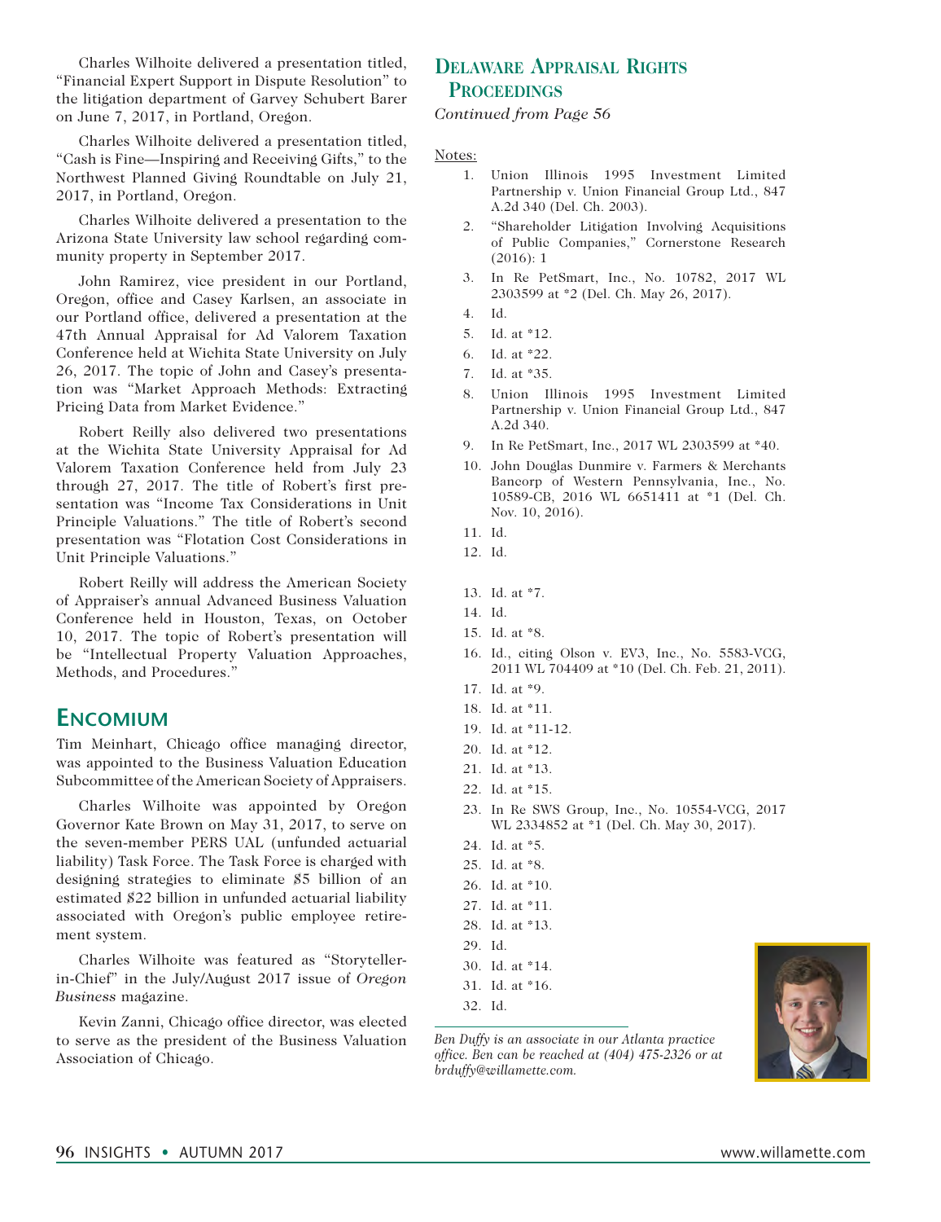Charles Wilhoite delivered a presentation titled, "Financial Expert Support in Dispute Resolution" to the litigation department of Garvey Schubert Barer on June 7, 2017, in Portland, Oregon.

Charles Wilhoite delivered a presentation titled, "Cash is Fine—Inspiring and Receiving Gifts," to the Northwest Planned Giving Roundtable on July 21, 2017, in Portland, Oregon.

Charles Wilhoite delivered a presentation to the Arizona State University law school regarding community property in September 2017.

John Ramirez, vice president in our Portland, Oregon, office and Casey Karlsen, an associate in our Portland office, delivered a presentation at the 47th Annual Appraisal for Ad Valorem Taxation Conference held at Wichita State University on July 26, 2017. The topic of John and Casey's presentation was "Market Approach Methods: Extracting Pricing Data from Market Evidence."

Robert Reilly also delivered two presentations at the Wichita State University Appraisal for Ad Valorem Taxation Conference held from July 23 through 27, 2017. The title of Robert's first presentation was "Income Tax Considerations in Unit Principle Valuations." The title of Robert's second presentation was "Flotation Cost Considerations in Unit Principle Valuations."

Robert Reilly will address the American Society of Appraiser's annual Advanced Business Valuation Conference held in Houston, Texas, on October 10, 2017. The topic of Robert's presentation will be "Intellectual Property Valuation Approaches, Methods, and Procedures."

## Encomium

Tim Meinhart, Chicago office managing director, was appointed to the Business Valuation Education Subcommittee of the American Society of Appraisers.

Charles Wilhoite was appointed by Oregon Governor Kate Brown on May 31, 2017, to serve on the seven-member PERS UAL (unfunded actuarial liability) Task Force. The Task Force is charged with designing strategies to eliminate $5 billion of an estimated $22 billion in unfunded actuarial liability associated with Oregon's public employee retirement system.

Charles Wilhoite was featured as "Storyteller-in-Chief" in the July/August 2017 issue of *Oregon Business* magazine.

Kevin Zanni, Chicago office director, was elected to serve as the president of the Business Valuation Association of Chicago.

## Delaware Appraisal Rights Proceedings

*Continued from Page 56*

Notes:

1. Union Illinois 1995 Investment Limited Partnership v. Union Financial Group Ltd., 847 A.2d 340 (Del. Ch. 2003).
2. "Shareholder Litigation Involving Acquisitions of Public Companies," Cornerstone Research (2016): 1
3. In Re PetSmart, Inc., No. 10782, 2017 WL 2303599 at *2 (Del. Ch. May 26, 2017).
4. Id.
5. Id. at *12.
6. Id. at *22.
7. Id. at *35.
8. Union Illinois 1995 Investment Limited Partnership v. Union Financial Group Ltd., 847 A.2d 340.
9. In Re PetSmart, Inc., 2017 WL 2303599 at *40.
10. John Douglas Dunmire v. Farmers & Merchants Bancorp of Western Pennsylvania, Inc., No. 10589-CB, 2016 WL 6651411 at *1 (Del. Ch. Nov. 10, 2016).
11. Id.
12. Id.
13. Id. at *7.
14. Id.
15. Id. at *8.
16. Id., citing Olson v. EV3, Inc., No. 5583-VCG, 2011 WL 704409 at *10 (Del. Ch. Feb. 21, 2011).
17. Id. at *9.
18. Id. at *11.
19. Id. at *11-12.
20. Id. at *12.
21. Id. at *13.
22. Id. at *15.
23. In Re SWS Group, Inc., No. 10554-VCG, 2017 WL 2334852 at *1 (Del. Ch. May 30, 2017).
24. Id. at *5.
25. Id. at *8.
26. Id. at *10.
27. Id. at *11.
28. Id. at *13.
29. Id.
30. Id. at *14.
31. Id. at *16.
32. Id.

*Ben Duffy is an associate in our Atlanta practice office. Ben can be reached at (404) 475-2326 or at brduffy@willamette.com.*